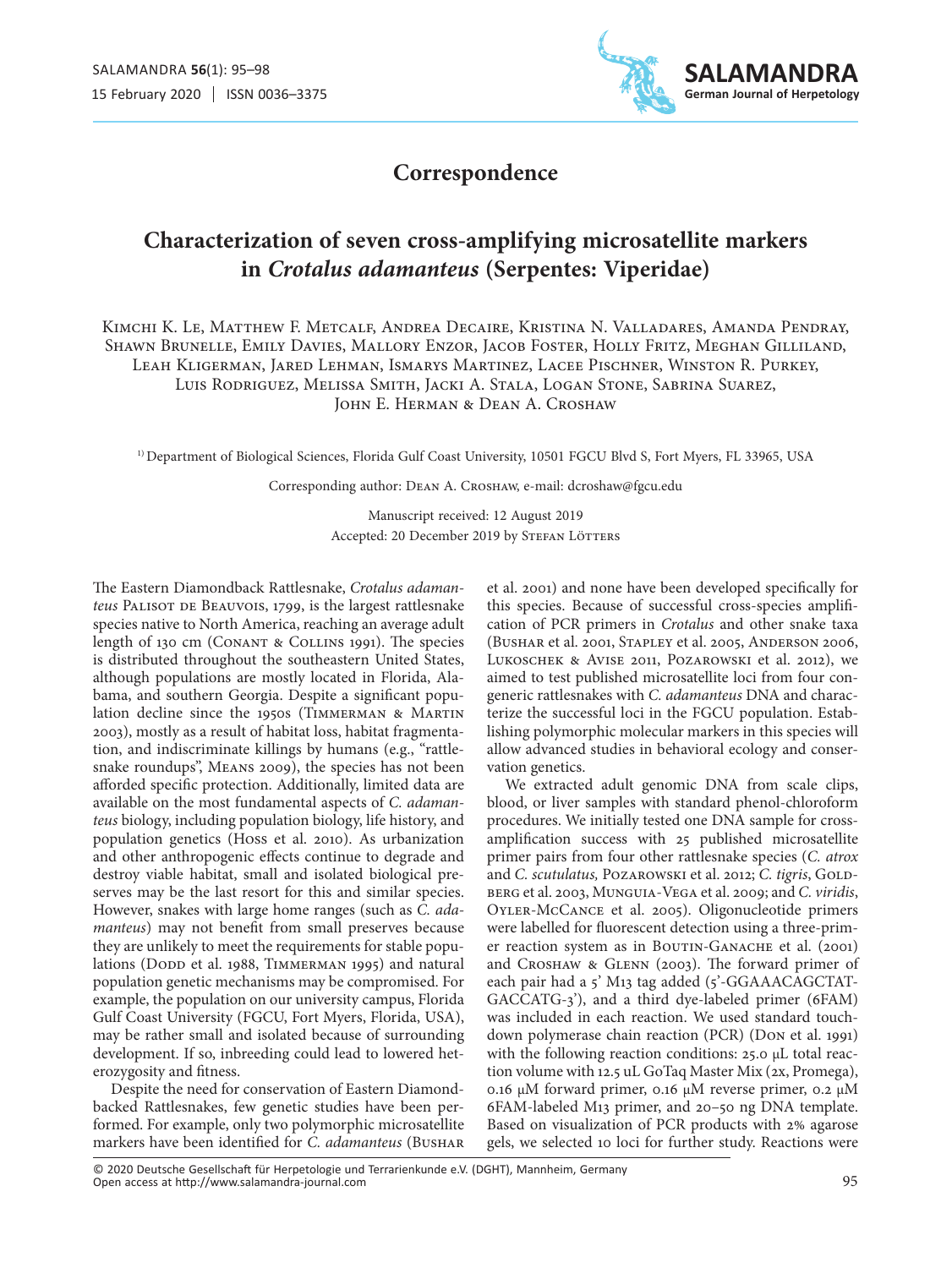## Correspondence

# Characterization of seven cross-amplifying microsatellite markers in *Crotalus adamanteus* (Serpentes: Viperidae)

Kimchi K. Le, Matthew F. Metcalf, Andrea Decaire, Kristina N. Valladares, Amanda Pendray, Shawn Brunelle, Emily Davies, Mallory Enzor, Jacob Foster, Holly Fritz, Meghan Gilliland, Leah Kligerman, Jared Lehman, Ismarys Martinez, Lacee Pischner, Winston R. Purkey, Luis Rodriguez, Melissa Smith, Jacki A. Stala, Logan Stone, Sabrina Suarez, John E. Herman & Dean A. Croshaw

[1)] Department of Biological Sciences, Florida Gulf Coast University, 10501 FGCU Blvd S, Fort Myers, FL 33965, USA

Corresponding author: Dean A. Croshaw, e-mail: dcroshaw@fgcu.edu

Manuscript received: 12 August 2019
Accepted: 20 December 2019 by Stefan Lötters

The Eastern Diamondback Rattlesnake, *Crotalus adamanteus* Palisot de Beauvois, 1799, is the largest rattlesnake species native to North America, reaching an average adult length of 130 cm (Conant & Collins 1991). The species is distributed throughout the southeastern United States, although populations are mostly located in Florida, Alabama, and southern Georgia. Despite a significant population decline since the 1950s (Timmerman & Martin 2003), mostly as a result of habitat loss, habitat fragmentation, and indiscriminate killings by humans (e.g., "rattlesnake roundups", Means 2009), the species has not been afforded specific protection. Additionally, limited data are available on the most fundamental aspects of *C. adamanteus* biology, including population biology, life history, and population genetics (Hoss et al. 2010). As urbanization and other anthropogenic effects continue to degrade and destroy viable habitat, small and isolated biological preserves may be the last resort for this and similar species. However, snakes with large home ranges (such as *C. adamanteus*) may not benefit from small preserves because they are unlikely to meet the requirements for stable populations (Dodd et al. 1988, Timmerman 1995) and natural population genetic mechanisms may be compromised. For example, the population on our university campus, Florida Gulf Coast University (FGCU, Fort Myers, Florida, USA), may be rather small and isolated because of surrounding development. If so, inbreeding could lead to lowered heterozygosity and fitness.

Despite the need for conservation of Eastern Diamondbacked Rattlesnakes, few genetic studies have been performed. For example, only two polymorphic microsatellite markers have been identified for *C. adamanteus* (Bushar et al. 2001) and none have been developed specifically for this species. Because of successful cross-species amplification of PCR primers in *Crotalus* and other snake taxa (Bushar et al. 2001, Stapley et al. 2005, Anderson 2006, Lukoschek & Avise 2011, Pozarowski et al. 2012), we aimed to test published microsatellite loci from four congeneric rattlesnakes with *C. adamanteus* DNA and characterize the successful loci in the FGCU population. Establishing polymorphic molecular markers in this species will allow advanced studies in behavioral ecology and conservation genetics.

We extracted adult genomic DNA from scale clips, blood, or liver samples with standard phenol-chloroform procedures. We initially tested one DNA sample for cross-amplification success with 25 published microsatellite primer pairs from four other rattlesnake species (*C. atrox* and *C. scutulatus,* Pozarowski et al. 2012; *C. tigris*, Goldberg et al. 2003, Munguia-Vega et al. 2009; and *C. viridis*, Oyler-McCance et al. 2005). Oligonucleotide primers were labelled for fluorescent detection using a three-primer reaction system as in Boutin-Ganache et al. (2001) and Croshaw & Glenn (2003). The forward primer of each pair had a 5' M13 tag added (5'-GGAAACAGCTATGACCATG-3'), and a third dye-labeled primer (6FAM) was included in each reaction. We used standard touchdown polymerase chain reaction (PCR) (Don et al. 1991) with the following reaction conditions: 25.0 µL total reaction volume with 12.5 uL GoTaq Master Mix (2x, Promega), 0.16 µM forward primer, 0.16 µM reverse primer, 0.2 µM 6FAM-labeled M13 primer, and 20–50 ng DNA template. Based on visualization of PCR products with 2% agarose gels, we selected 10 loci for further study. Reactions were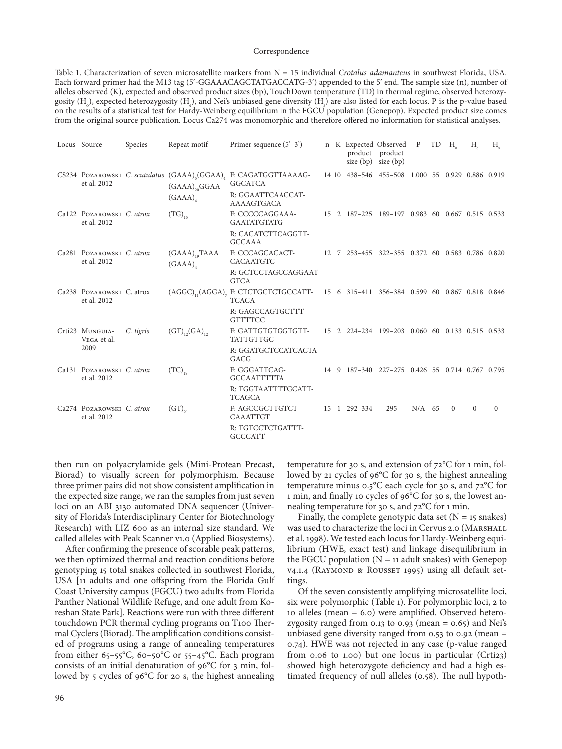Table 1. Characterization of seven microsatellite markers from N = 15 individual *Crotalus adamanteus* in southwest Florida, USA. Each forward primer had the M13 tag (5'-GGAAACAGCTATGACCATG-3') appended to the 5' end. The sample size (n), number of alleles observed (K), expected and observed product sizes (bp), TouchDown temperature (TD) in thermal regime, observed heterozygosity ($H_o$), expected heterozygosity ($H_e$), and Nei's unbiased gene diversity ($H_s$) are also listed for each locus. P is the p-value based on the results of a statistical test for Hardy-Weinberg equilibrium in the FGCU population (Genepop). Expected product size comes from the original source publication. Locus Ca274 was monomorphic and therefore offered no information for statistical analyses.

| Locus | Source | Species | Repeat motif | Primer sequence (5'–3') | n | K | Expected product size (bp) | Observed product size (bp) | P | TD | $H_o$ | $H_e$ | $H_s$ |
|---|---|---|---|---|---|---|---|---|---|---|---|---|---|
| CS234 | Pozarowski et al. 2012 | *C. scutulatus* | $(GAAA)_5(GGAA)_4(GAAA)_{20}GGAA(GAAA)_4$ | F: CAGATGGTTAAAAG-GGCATCA<br>R: GGAATTCAACCAT-AAAAGTGACA | 14 | 10 | 438–546 | 455–508 | 1.000 | 55 | 0.929 | 0.886 | 0.919 |
| Ca122 | Pozarowski et al. 2012 | *C. atrox* | $(TG)_{15}$ | F: CCCCCAGGAAA-GAATATGTATG<br>R: CACATCTTCAGGTT-GCCAAA | 15 | 2 | 187–225 | 189–197 | 0.983 | 60 | 0.667 | 0.515 | 0.533 |
| Ca281 | Pozarowski et al. 2012 | *C. atrox* | $(GAAA)_{19}TAAA(GAAA)_4$ | F: CCCAGCACACT-CACAATGTC<br>R: GCTCCTAGCCAGGAAT-GTCA | 12 | 7 | 253–455 | 322–355 | 0.372 | 60 | 0.583 | 0.786 | 0.820 |
| Ca238 | Pozarowski et al. 2012 | C. atrox | $(AGGC)_{11}(AGGA)_7$ | F: CTCTGCTCTGCCATT-TCACA<br>R: GAGCCAGTGCTTT-GTTTTCC | 15 | 6 | 315–411 | 356–384 | 0.599 | 60 | 0.867 | 0.818 | 0.846 |
| Crti23 | Munguia-Vega et al. 2009 | *C. tigris* | $(GT)_{12}(GA)_{12}$ | F: GATTGTGTGGTGTT-TATTGTTGC<br>R: GGATGCTCCATCACTA-GACG | 15 | 2 | 224–234 | 199–203 | 0.060 | 60 | 0.133 | 0.515 | 0.533 |
| Ca131 | Pozarowski et al. 2012 | *C. atrox* | $(TC)_{19}$ | F: GGGATTCAG-GCCAATTTTTA<br>R: TGGTAATTTTGCATT-TCAGCA | 14 | 9 | 187–340 | 227–275 | 0.426 | 55 | 0.714 | 0.767 | 0.795 |
| Ca274 | Pozarowski et al. 2012 | *C. atrox* | $(GT)_{21}$ | F: AGCCGCTTGTCT-CAAATTGT<br>R: TGTCCTCTGATTT-GCCCATT | 15 | 1 | 292–334 | 295 | N/A | 65 | 0 | 0 | 0 |

then run on polyacrylamide gels (Mini-Protean Precast, Biorad) to visually screen for polymorphism. Because three primer pairs did not show consistent amplification in the expected size range, we ran the samples from just seven loci on an ABI 3130 automated DNA sequencer (University of Florida's Interdisciplinary Center for Biotechnology Research) with LIZ 600 as an internal size standard. We called alleles with Peak Scanner v1.0 (Applied Biosystems).

After confirming the presence of scorable peak patterns, we then optimized thermal and reaction conditions before genotyping 15 total snakes collected in southwest Florida, USA [11 adults and one offspring from the Florida Gulf Coast University campus (FGCU) two adults from Florida Panther National Wildlife Refuge, and one adult from Koreshan State Park]. Reactions were run with three different touchdown PCR thermal cycling programs on T100 Thermal Cyclers (Biorad). The amplification conditions consisted of programs using a range of annealing temperatures from either 65–55°C, 60–50°C or 55–45°C. Each program consists of an initial denaturation of 96°C for 3 min, followed by 5 cycles of 96°C for 20 s, the highest annealing temperature for 30 s, and extension of 72°C for 1 min, followed by 21 cycles of 96°C for 30 s, the highest annealing temperature minus 0.5°C each cycle for 30 s, and 72°C for 1 min, and finally 10 cycles of 96°C for 30 s, the lowest annealing temperature for 30 s, and 72°C for 1 min.

Finally, the complete genotypic data set (N = 15 snakes) was used to characterize the loci in Cervus 2.0 (Marshall et al. 1998). We tested each locus for Hardy-Weinberg equilibrium (HWE, exact test) and linkage disequilibrium in the FGCU population (N = 11 adult snakes) with Genepop v4.1.4 (Raymond & Rousset 1995) using all default settings.

Of the seven consistently amplifying microsatellite loci, six were polymorphic (Table 1). For polymorphic loci, 2 to 10 alleles (mean = 6.0) were amplified. Observed heterozygosity ranged from 0.13 to 0.93 (mean = 0.65) and Nei's unbiased gene diversity ranged from 0.53 to 0.92 (mean = 0.74). HWE was not rejected in any case (p-value ranged from 0.06 to 1.00) but one locus in particular (Crti23) showed high heterozygote deficiency and had a high estimated frequency of null alleles (0.58). The null hypoth-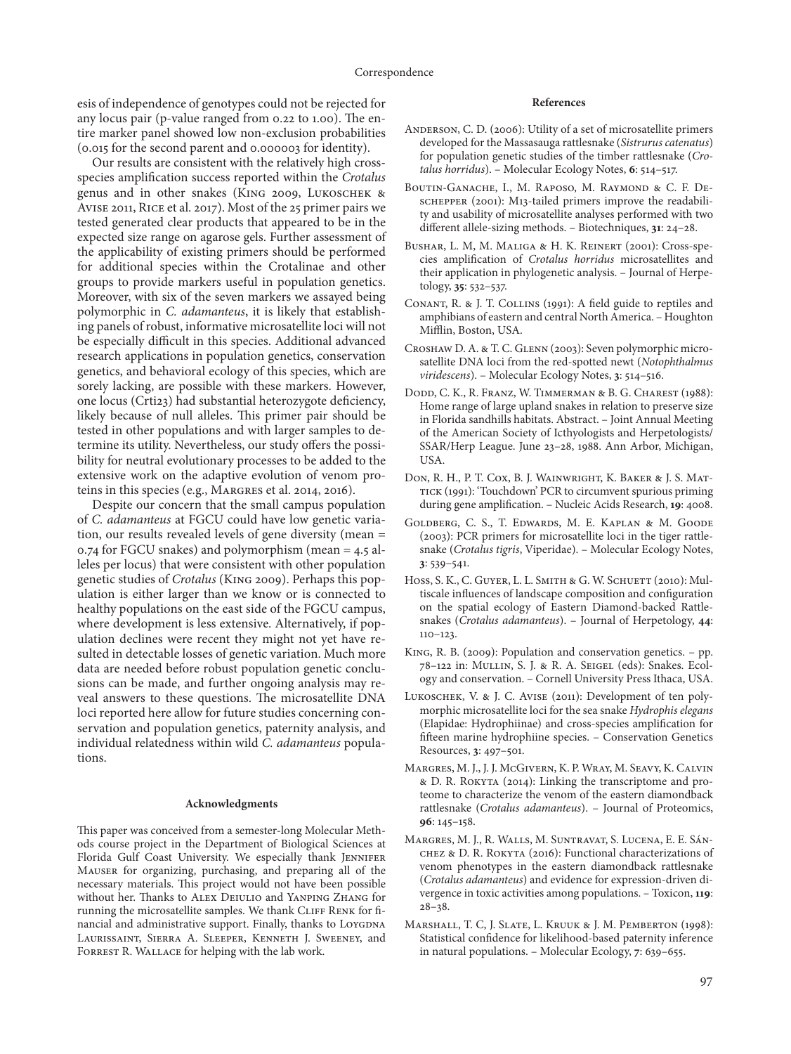esis of independence of genotypes could not be rejected for any locus pair (p-value ranged from 0.22 to 1.00). The entire marker panel showed low non-exclusion probabilities (0.015 for the second parent and 0.000003 for identity).

Our results are consistent with the relatively high cross-species amplification success reported within the *Crotalus* genus and in other snakes (King 2009, Lukoschek & Avise 2011, Rice et al. 2017). Most of the 25 primer pairs we tested generated clear products that appeared to be in the expected size range on agarose gels. Further assessment of the applicability of existing primers should be performed for additional species within the Crotalinae and other groups to provide markers useful in population genetics. Moreover, with six of the seven markers we assayed being polymorphic in *C. adamanteus*, it is likely that establishing panels of robust, informative microsatellite loci will not be especially difficult in this species. Additional advanced research applications in population genetics, conservation genetics, and behavioral ecology of this species, which are sorely lacking, are possible with these markers. However, one locus (Crti23) had substantial heterozygote deficiency, likely because of null alleles. This primer pair should be tested in other populations and with larger samples to determine its utility. Nevertheless, our study offers the possibility for neutral evolutionary processes to be added to the extensive work on the adaptive evolution of venom proteins in this species (e.g., Margres et al. 2014, 2016).

Despite our concern that the small campus population of *C. adamanteus* at FGCU could have low genetic variation, our results revealed levels of gene diversity (mean = 0.74 for FGCU snakes) and polymorphism (mean = 4.5 alleles per locus) that were consistent with other population genetic studies of *Crotalus* (King 2009). Perhaps this population is either larger than we know or is connected to healthy populations on the east side of the FGCU campus, where development is less extensive. Alternatively, if population declines were recent they might not yet have resulted in detectable losses of genetic variation. Much more data are needed before robust population genetic conclusions can be made, and further ongoing analysis may reveal answers to these questions. The microsatellite DNA loci reported here allow for future studies concerning conservation and population genetics, paternity analysis, and individual relatedness within wild *C. adamanteus* populations.

## Acknowledgments

This paper was conceived from a semester-long Molecular Methods course project in the Department of Biological Sciences at Florida Gulf Coast University. We especially thank Jennifer Mauser for organizing, purchasing, and preparing all of the necessary materials. This project would not have been possible without her. Thanks to Alex Deiulio and Yanping Zhang for running the microsatellite samples. We thank Cliff Renk for financial and administrative support. Finally, thanks to Loygdna Laurissaint, Sierra A. Sleeper, Kenneth J. Sweeney, and Forrest R. Wallace for helping with the lab work.

## References

Anderson, C. D. (2006): Utility of a set of microsatellite primers developed for the Massasauga rattlesnake (*Sistrurus catenatus*) for population genetic studies of the timber rattlesnake (*Crotalus horridus*). – Molecular Ecology Notes, **6**: 514–517.

Boutin-Ganache, I., M. Raposo, M. Raymond & C. F. Deschepper (2001): M13-tailed primers improve the readability and usability of microsatellite analyses performed with two different allele-sizing methods. – Biotechniques, **31**: 24–28.

Bushar, L. M, M. Maliga & H. K. Reinert (2001): Cross-species amplification of *Crotalus horridus* microsatellites and their application in phylogenetic analysis. – Journal of Herpetology, **35**: 532–537.

Conant, R. & J. T. Collins (1991): A field guide to reptiles and amphibians of eastern and central North America. – Houghton Mifflin, Boston, USA.

Croshaw D. A. & T. C. Glenn (2003): Seven polymorphic microsatellite DNA loci from the red-spotted newt (*Notophthalmus viridescens*). – Molecular Ecology Notes, **3**: 514–516.

Dodd, C. K., R. Franz, W. Timmerman & B. G. Charest (1988): Home range of large upland snakes in relation to preserve size in Florida sandhills habitats. Abstract. – Joint Annual Meeting of the American Society of Icthyologists and Herpetologists/SSAR/Herp League. June 23–28, 1988. Ann Arbor, Michigan, USA.

Don, R. H., P. T. Cox, B. J. Wainwright, K. Baker & J. S. Mattick (1991): 'Touchdown' PCR to circumvent spurious priming during gene amplification. – Nucleic Acids Research, **19**: 4008.

Goldberg, C. S., T. Edwards, M. E. Kaplan & M. Goode (2003): PCR primers for microsatellite loci in the tiger rattlesnake (*Crotalus tigris*, Viperidae). – Molecular Ecology Notes, **3**: 539–541.

Hoss, S. K., C. Guyer, L. L. Smith & G. W. Schuett (2010): Multiscale influences of landscape composition and configuration on the spatial ecology of Eastern Diamond-backed Rattlesnakes (*Crotalus adamanteus*). – Journal of Herpetology, **44**: 110–123.

King, R. B. (2009): Population and conservation genetics. – pp. 78–122 in: Mullin, S. J. & R. A. Seigel (eds): Snakes. Ecology and conservation. – Cornell University Press Ithaca, USA.

Lukoschek, V. & J. C. Avise (2011): Development of ten polymorphic microsatellite loci for the sea snake *Hydrophis elegans* (Elapidae: Hydrophiinae) and cross-species amplification for fifteen marine hydrophiine species. – Conservation Genetics Resources, **3**: 497–501.

Margres, M. J., J. J. McGivern, K. P. Wray, M. Seavy, K. Calvin & D. R. Rokyta (2014): Linking the transcriptome and proteome to characterize the venom of the eastern diamondback rattlesnake (*Crotalus adamanteus*). – Journal of Proteomics, **96**: 145–158.

Margres, M. J., R. Walls, M. Suntravat, S. Lucena, E. E. Sánchez & D. R. Rokyta (2016): Functional characterizations of venom phenotypes in the eastern diamondback rattlesnake (*Crotalus adamanteus*) and evidence for expression-driven divergence in toxic activities among populations. – Toxicon, **119**: 28–38.

Marshall, T. C, J. Slate, L. Kruuk & J. M. Pemberton (1998): Statistical confidence for likelihood-based paternity inference in natural populations. – Molecular Ecology, **7**: 639–655.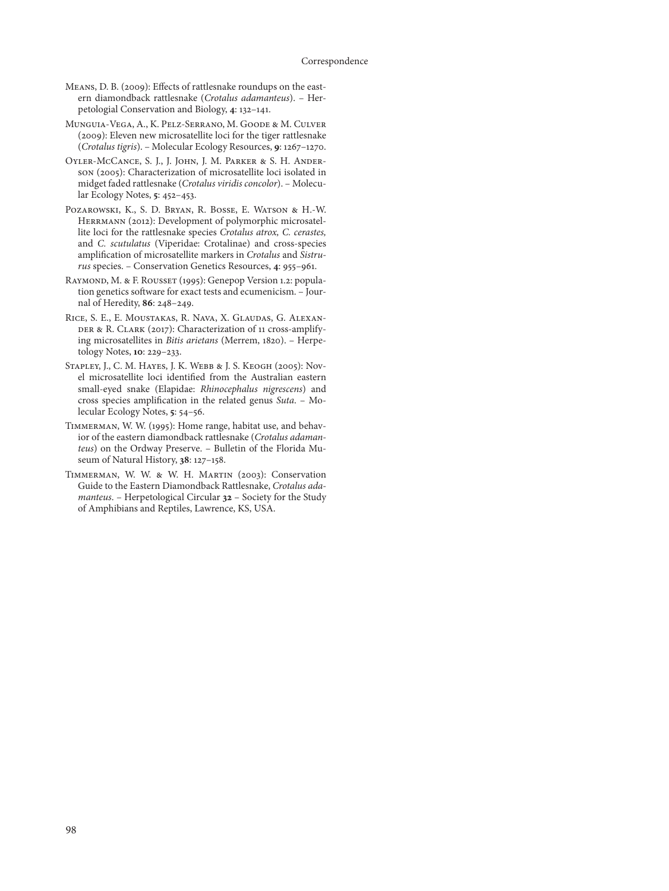Means, D. B. (2009): Effects of rattlesnake roundups on the eastern diamondback rattlesnake (*Crotalus adamanteus*). – Herpetologial Conservation and Biology, **4**: 132–141.

Munguia-Vega, A., K. Pelz-Serrano, M. Goode & M. Culver (2009): Eleven new microsatellite loci for the tiger rattlesnake (*Crotalus tigris*). – Molecular Ecology Resources, **9**: 1267–1270.

Oyler-McCance, S. J., J. John, J. M. Parker & S. H. Anderson (2005): Characterization of microsatellite loci isolated in midget faded rattlesnake (*Crotalus viridis concolor*). – Molecular Ecology Notes, **5**: 452–453.

Pozarowski, K., S. D. Bryan, R. Bosse, E. Watson & H.-W. Herrmann (2012): Development of polymorphic microsatellite loci for the rattlesnake species *Crotalus atrox, C. cerastes,* and *C. scutulatus* (Viperidae: Crotalinae) and cross-species amplification of microsatellite markers in *Crotalus* and *Sistrurus* species. – Conservation Genetics Resources, **4**: 955–961.

Raymond, M. & F. Rousset (1995): Genepop Version 1.2: population genetics software for exact tests and ecumenicism. – Journal of Heredity, **86**: 248–249.

Rice, S. E., E. Moustakas, R. Nava, X. Glaudas, G. Alexander & R. Clark (2017): Characterization of 11 cross-amplifying microsatellites in *Bitis arietans* (Merrem, 1820). – Herpetology Notes, **10**: 229–233.

Stapley, J., C. M. Hayes, J. K. Webb & J. S. Keogh (2005): Novel microsatellite loci identified from the Australian eastern small-eyed snake (Elapidae: *Rhinocephalus nigrescens*) and cross species amplification in the related genus *Suta*. – Molecular Ecology Notes, **5**: 54–56.

Timmerman, W. W. (1995): Home range, habitat use, and behavior of the eastern diamondback rattlesnake (*Crotalus adamanteus*) on the Ordway Preserve. – Bulletin of the Florida Museum of Natural History, **38**: 127–158.

Timmerman, W. W. & W. H. Martin (2003): Conservation Guide to the Eastern Diamondback Rattlesnake, *Crotalus adamanteus*. – Herpetological Circular **32** – Society for the Study of Amphibians and Reptiles, Lawrence, KS, USA.